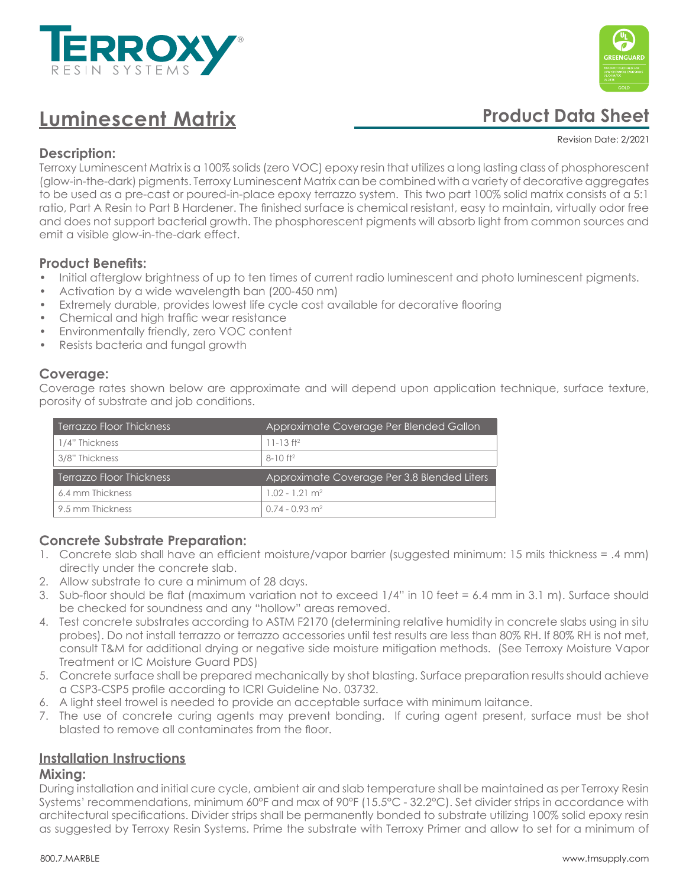# Luminescent Matrix

## Product Data Sheet

Revision Date: 2/2021

### Description:

Terroxy Luminescent Matrix is a 100% solids (zero VOC) epoxy resin that utilizes a long lasting class of phosphorescent (glow-in-the-dark) pigments. Terroxy Luminescent Matrix can be combined with a variety of decorative aggregates to be used as a pre-cast or poured-in-place epoxy terrazzo system. This two part 100% solid matrix consists of a 5:1 ratio, Part A Resin to Part B Hardener. The finished surface is chemical resistant, easy to maintain, virtually odor free and does not support bacterial growth. The phosphorescent pigments will absorb light from common sources and emit a visible glow-in-the-dark effect.

### Product Benefits:

- Initial afterglow brightness of up to ten times of current radio luminescent and photo luminescent pigments.
- Activation by a wide wavelength ban (200-450 nm)
- Extremely durable, provides lowest life cycle cost available for decorative flooring
- Chemical and high traffic wear resistance
- Environmentally friendly, zero VOC content
- Resists bacteria and fungal growth

### Coverage:

Coverage rates shown below are approximate and will depend upon application technique, surface texture, porosity of substrate and job conditions.

| Terrazzo Floor Thickness | Approximate Coverage Per Blended Gallon |
|---|---|
| 1/4" Thickness | 11-13 ft² |
| 3/8" Thickness | 8-10 ft² |
| **Terrazzo Floor Thickness** | **Approximate Coverage Per 3.8 Blended Liters** |
| 6.4 mm Thickness | 1.02 - 1.21 m² |
| 9.5 mm Thickness | 0.74 - 0.93 m² |

### Concrete Substrate Preparation:

1. Concrete slab shall have an efficient moisture/vapor barrier (suggested minimum: 15 mils thickness = .4 mm) directly under the concrete slab.
2. Allow substrate to cure a minimum of 28 days.
3. Sub-floor should be flat (maximum variation not to exceed 1/4" in 10 feet = 6.4 mm in 3.1 m). Surface should be checked for soundness and any "hollow" areas removed.
4. Test concrete substrates according to ASTM F2170 (determining relative humidity in concrete slabs using in situ probes). Do not install terrazzo or terrazzo accessories until test results are less than 80% RH. If 80% RH is not met, consult T&M for additional drying or negative side moisture mitigation methods. (See Terroxy Moisture Vapor Treatment or IC Moisture Guard PDS)
5. Concrete surface shall be prepared mechanically by shot blasting. Surface preparation results should achieve a CSP3-CSP5 profile according to ICRI Guideline No. 03732.
6. A light steel trowel is needed to provide an acceptable surface with minimum laitance.
7. The use of concrete curing agents may prevent bonding. If curing agent present, surface must be shot blasted to remove all contaminates from the floor.

## Installation Instructions

### Mixing:

During installation and initial cure cycle, ambient air and slab temperature shall be maintained as per Terroxy Resin Systems' recommendations, minimum 60°F and max of 90°F (15.5°C - 32.2°C). Set divider strips in accordance with architectural specifications. Divider strips shall be permanently bonded to substrate utilizing 100% solid epoxy resin as suggested by Terroxy Resin Systems. Prime the substrate with Terroxy Primer and allow to set for a minimum of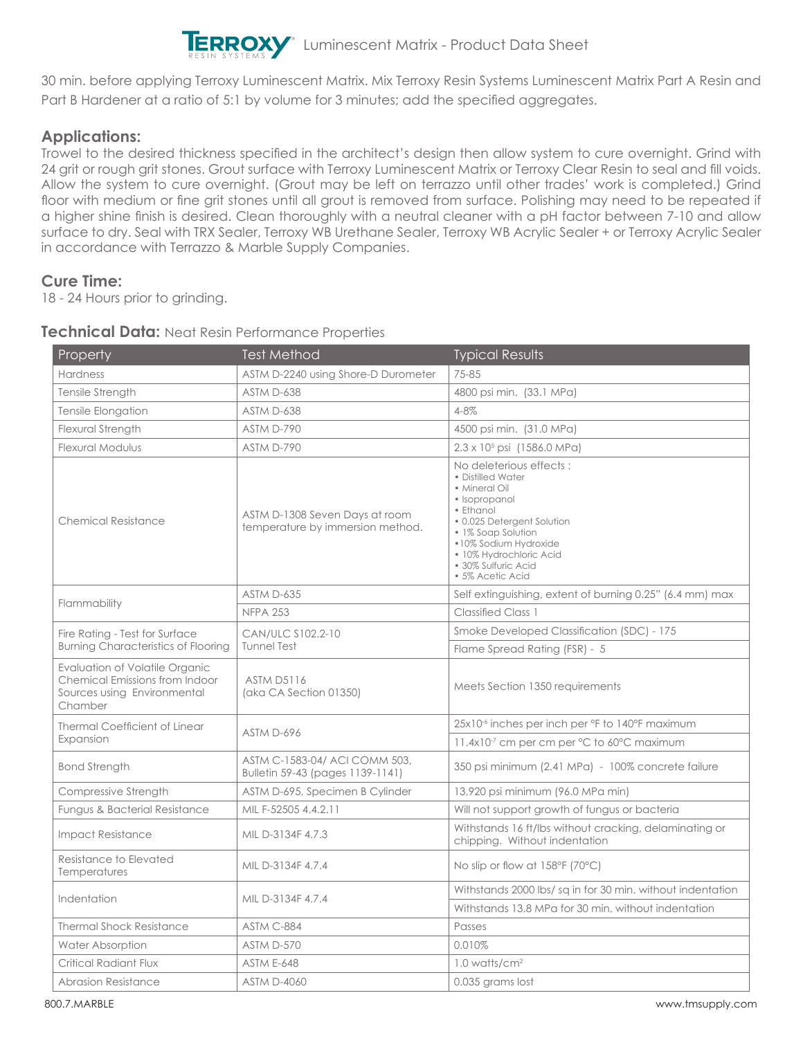30 min. before applying Terroxy Luminescent Matrix. Mix Terroxy Resin Systems Luminescent Matrix Part A Resin and Part B Hardener at a ratio of 5:1 by volume for 3 minutes; add the specified aggregates.

## Applications:

Trowel to the desired thickness specified in the architect's design then allow system to cure overnight. Grind with 24 grit or rough grit stones. Grout surface with Terroxy Luminescent Matrix or Terroxy Clear Resin to seal and fill voids. Allow the system to cure overnight. (Grout may be left on terrazzo until other trades' work is completed.) Grind floor with medium or fine grit stones until all grout is removed from surface. Polishing may need to be repeated if a higher shine finish is desired. Clean thoroughly with a neutral cleaner with a pH factor between 7-10 and allow surface to dry. Seal with TRX Sealer, Terroxy WB Urethane Sealer, Terroxy WB Acrylic Sealer + or Terroxy Acrylic Sealer in accordance with Terrazzo & Marble Supply Companies.

## Cure Time:

18 - 24 Hours prior to grinding.

## Technical Data: Neat Resin Performance Properties

| Property | Test Method | Typical Results |
|---|---|---|
| Hardness | ASTM D-2240 using Shore-D Durometer | 75-85 |
| Tensile Strength | ASTM D-638 | 4800 psi min. (33.1 MPa) |
| Tensile Elongation | ASTM D-638 | 4-8% |
| Flexural Strength | ASTM D-790 | 4500 psi min. (31.0 MPa) |
| Flexural Modulus | ASTM D-790 | 2.3 x $10^5$ psi (1586.0 MPa) |
| Chemical Resistance | ASTM D-1308 Seven Days at room temperature by immersion method. | No deleterious effects : • Distilled Water • Mineral Oil • Isopropanol • Ethanol • 0.025 Detergent Solution • 1% Soap Solution • 10% Sodium Hydroxide • 10% Hydrochloric Acid • 30% Sulfuric Acid • 5% Acetic Acid |
| Flammability | ASTM D-635 | Self extinguishing, extent of burning 0.25" (6.4 mm) max |
| | NFPA 253 | Classified Class 1 |
| Fire Rating - Test for Surface Burning Characteristics of Flooring | CAN/ULC S102.2-10 Tunnel Test | Smoke Developed Classification (SDC) - 175 |
| | | Flame Spread Rating (FSR) - 5 |
| Evaluation of Volatile Organic Chemical Emissions from Indoor Sources using Environmental Chamber | ASTM D5116 (aka CA Section 01350) | Meets Section 1350 requirements |
| Thermal Coefficient of Linear Expansion | ASTM D-696 | 25x$10^{-6}$ inches per inch per °F to 140°F maximum |
| | | 11.4x$10^{-7}$ cm per cm per °C to 60°C maximum |
| Bond Strength | ASTM C-1583-04/ ACI COMM 503, Bulletin 59-43 (pages 1139-1141) | 350 psi minimum (2.41 MPa) - 100% concrete failure |
| Compressive Strength | ASTM D-695, Specimen B Cylinder | 13,920 psi minimum (96.0 MPa min) |
| Fungus & Bacterial Resistance | MIL F-52505 4.4.2.11 | Will not support growth of fungus or bacteria |
| Impact Resistance | MIL D-3134F 4.7.3 | Withstands 16 ft/lbs without cracking, delaminating or chipping. Without indentation |
| Resistance to Elevated Temperatures | MIL D-3134F 4.7.4 | No slip or flow at 158°F (70°C) |
| Indentation | MIL D-3134F 4.7.4 | Withstands 2000 lbs/ sq in for 30 min. without indentation |
| | | Withstands 13.8 MPa for 30 min. without indentation |
| Thermal Shock Resistance | ASTM C-884 | Passes |
| Water Absorption | ASTM D-570 | 0.010% |
| Critical Radiant Flux | ASTM E-648 | 1.0 watts/$cm^2$ |
| Abrasion Resistance | ASTM D-4060 | 0.035 grams lost |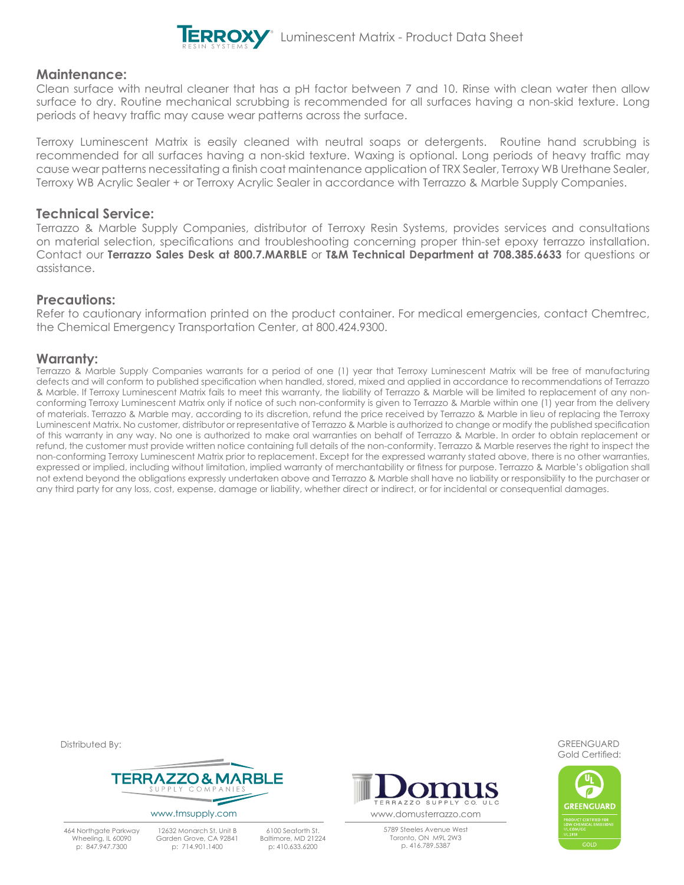## Maintenance:

Clean surface with neutral cleaner that has a pH factor between 7 and 10. Rinse with clean water then allow surface to dry. Routine mechanical scrubbing is recommended for all surfaces having a non-skid texture. Long periods of heavy traffic may cause wear patterns across the surface.

Terroxy Luminescent Matrix is easily cleaned with neutral soaps or detergents. Routine hand scrubbing is recommended for all surfaces having a non-skid texture. Waxing is optional. Long periods of heavy traffic may cause wear patterns necessitating a finish coat maintenance application of TRX Sealer, Terroxy WB Urethane Sealer, Terroxy WB Acrylic Sealer + or Terroxy Acrylic Sealer in accordance with Terrazzo & Marble Supply Companies.

## Technical Service:

Terrazzo & Marble Supply Companies, distributor of Terroxy Resin Systems, provides services and consultations on material selection, specifications and troubleshooting concerning proper thin-set epoxy terrazzo installation. Contact our **Terrazzo Sales Desk at 800.7.MARBLE** or **T&M Technical Department at 708.385.6633** for questions or assistance.

## Precautions:

Refer to cautionary information printed on the product container. For medical emergencies, contact Chemtrec, the Chemical Emergency Transportation Center, at 800.424.9300.

## Warranty:

Terrazzo & Marble Supply Companies warrants for a period of one (1) year that Terroxy Luminescent Matrix will be free of manufacturing defects and will conform to published specification when handled, stored, mixed and applied in accordance to recommendations of Terrazzo & Marble. If Terroxy Luminescent Matrix fails to meet this warranty, the liability of Terrazzo & Marble will be limited to replacement of any non-conforming Terroxy Luminescent Matrix only if notice of such non-conformity is given to Terrazzo & Marble within one (1) year from the delivery of materials. Terrazzo & Marble may, according to its discretion, refund the price received by Terrazzo & Marble in lieu of replacing the Terroxy Luminescent Matrix. No customer, distributor or representative of Terrazzo & Marble is authorized to change or modify the published specification of this warranty in any way. No one is authorized to make oral warranties on behalf of Terrazzo & Marble. In order to obtain replacement or refund, the customer must provide written notice containing full details of the non-conformity. Terrazzo & Marble reserves the right to inspect the non-conforming Terroxy Luminescent Matrix prior to replacement. Except for the expressed warranty stated above, there is no other warranties, expressed or implied, including without limitation, implied warranty of merchantability or fitness for purpose. Terrazzo & Marble's obligation shall not extend beyond the obligations expressly undertaken above and Terrazzo & Marble shall have no liability or responsibility to the purchaser or any third party for any loss, cost, expense, damage or liability, whether direct or indirect, or for incidental or consequential damages.

Distributed By:

TERRAZZO & MARBLE SUPPLY COMPANIES

www.tmsupply.com

464 Northgate Parkway
Wheeling, IL 60090
p: 847.947.7300

12632 Monarch St. Unit B
Garden Grove, CA 92841
p: 714.901.1400

6100 Seaforth St.
Baltimore, MD 21224
p: 410.633.6200

Domus TERRAZZO SUPPLY CO. ULC

www.domusterrazzo.com

5789 Steeles Avenue West
Toronto, ON M9L 2W3
p. 416.789.5387

GREENGUARD Gold Certified:

GREENGUARD
PRODUCT CERTIFIED FOR LOW CHEMICAL EMISSIONS
UL.COM/GG
UL 2818
GOLD